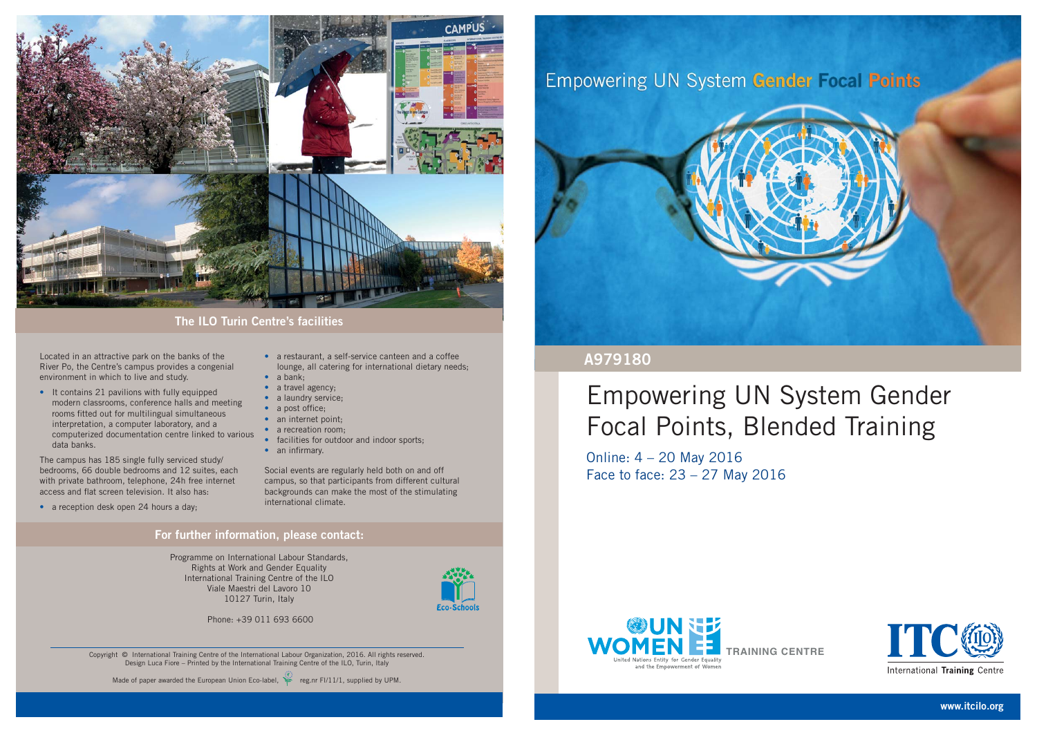## The ILO Turin Centre's facilities

Located in an attractive park on the banks of the River Po, the Centre's campus provides a congenial environment in which to live and study.

- It contains 21 pavilions with fully equipped modern classrooms, conference halls and meeting rooms fitted out for multilingual simultaneous interpretation, a computer laboratory, and a computerized documentation centre linked to various data banks.

The campus has 185 single fully serviced study/bedrooms, 66 double bedrooms and 12 suites, each with private bathroom, telephone, 24h free internet access and flat screen television. It also has:

- a reception desk open 24 hours a day;
- a restaurant, a self-service canteen and a coffee lounge, all catering for international dietary needs;
- a bank;
- a travel agency;
- a laundry service;
- a post office;
- an internet point;
- a recreation room;
- facilities for outdoor and indoor sports;
- an infirmary.

Social events are regularly held both on and off campus, so that participants from different cultural backgrounds can make the most of the stimulating international climate.

## For further information, please contact:

Programme on International Labour Standards, Rights at Work and Gender Equality
International Training Centre of the ILO
Viale Maestri del Lavoro 10
10127 Turin, Italy

Phone: +39 011 693 6600

Eco-Schools

Copyright © International Training Centre of the International Labour Organization, 2016. All rights reserved.
Design Luca Fiore – Printed by the International Training Centre of the ILO, Turin, Italy

Made of paper awarded the European Union Eco-label, reg.nr FI/11/1, supplied by UPM.

Empowering UN System Gender Focal Points

**A979180**

# Empowering UN System Gender Focal Points, Blended Training

Online: 4 – 20 May 2016
Face to face: 23 – 27 May 2016

UN WOMEN — United Nations Entity for Gender Equality and the Empowerment of Women — TRAINING CENTRE

ITC ILO — International Training Centre

www.itcilo.org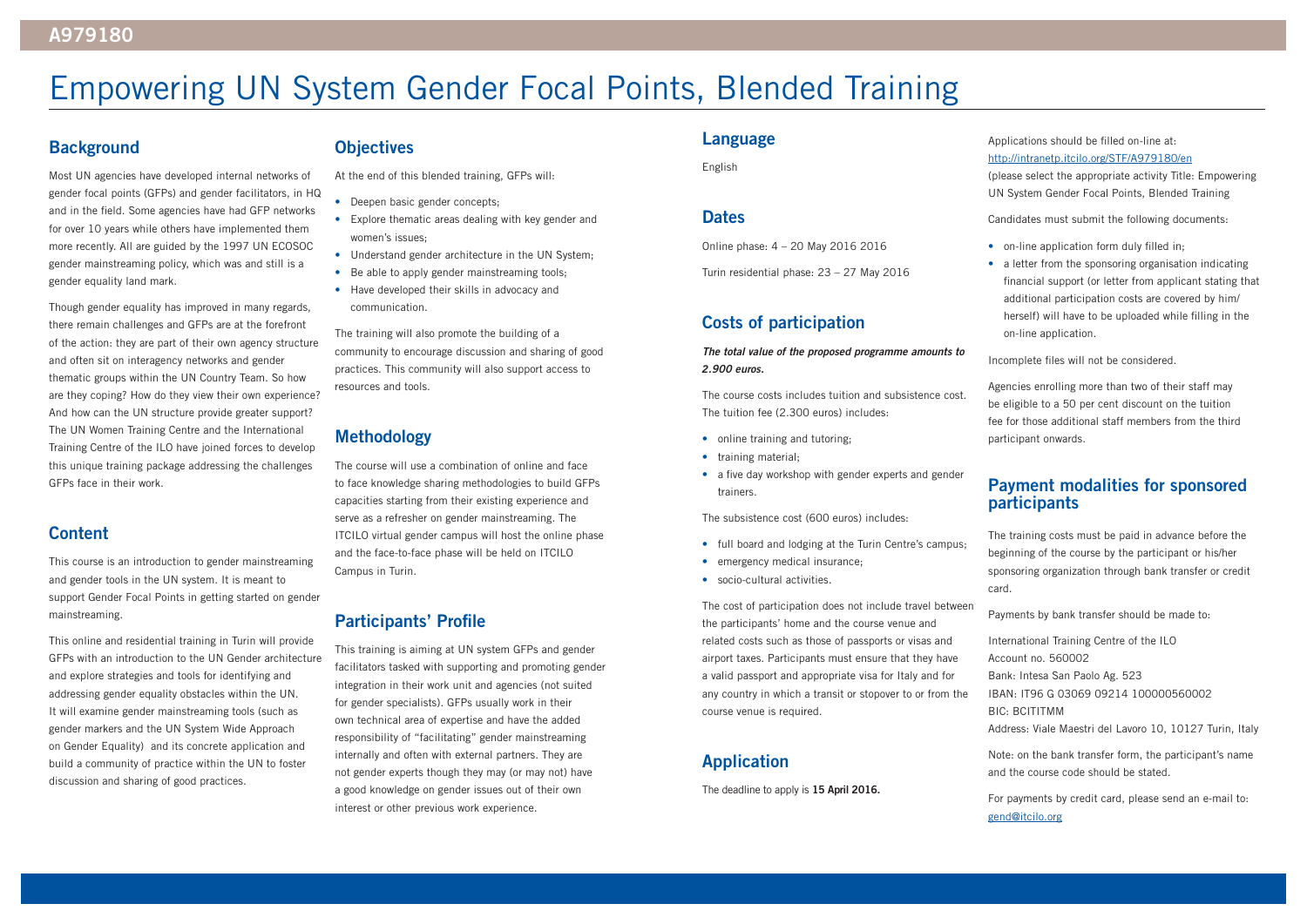A979180

# Empowering UN System Gender Focal Points, Blended Training

## Background

Most UN agencies have developed internal networks of gender focal points (GFPs) and gender facilitators, in HQ and in the field. Some agencies have had GFP networks for over 10 years while others have implemented them more recently. All are guided by the 1997 UN ECOSOC gender mainstreaming policy, which was and still is a gender equality land mark.

Though gender equality has improved in many regards, there remain challenges and GFPs are at the forefront of the action: they are part of their own agency structure and often sit on interagency networks and gender thematic groups within the UN Country Team. So how are they coping? How do they view their own experience? And how can the UN structure provide greater support? The UN Women Training Centre and the International Training Centre of the ILO have joined forces to develop this unique training package addressing the challenges GFPs face in their work.

## Content

This course is an introduction to gender mainstreaming and gender tools in the UN system. It is meant to support Gender Focal Points in getting started on gender mainstreaming.

This online and residential training in Turin will provide GFPs with an introduction to the UN Gender architecture and explore strategies and tools for identifying and addressing gender equality obstacles within the UN. It will examine gender mainstreaming tools (such as gender markers and the UN System Wide Approach on Gender Equality) and its concrete application and build a community of practice within the UN to foster discussion and sharing of good practices.

## Objectives

At the end of this blended training, GFPs will:

- Deepen basic gender concepts;
- Explore thematic areas dealing with key gender and women's issues;
- Understand gender architecture in the UN System;
- Be able to apply gender mainstreaming tools;
- Have developed their skills in advocacy and communication.

The training will also promote the building of a community to encourage discussion and sharing of good practices. This community will also support access to resources and tools.

## Methodology

The course will use a combination of online and face to face knowledge sharing methodologies to build GFPs capacities starting from their existing experience and serve as a refresher on gender mainstreaming. The ITCILO virtual gender campus will host the online phase and the face-to-face phase will be held on ITCILO Campus in Turin.

## Participants' Profile

This training is aiming at UN system GFPs and gender facilitators tasked with supporting and promoting gender integration in their work unit and agencies (not suited for gender specialists). GFPs usually work in their own technical area of expertise and have the added responsibility of "facilitating" gender mainstreaming internally and often with external partners. They are not gender experts though they may (or may not) have a good knowledge on gender issues out of their own interest or other previous work experience.

## Language

English

## Dates

Online phase: 4 – 20 May 2016 2016

Turin residential phase: 23 – 27 May 2016

## Costs of participation

***The total value of the proposed programme amounts to 2.900 euros.***

The course costs includes tuition and subsistence cost. The tuition fee (2.300 euros) includes:

- online training and tutoring;
- training material;
- a five day workshop with gender experts and gender trainers.

The subsistence cost (600 euros) includes:

- full board and lodging at the Turin Centre's campus;
- emergency medical insurance;
- socio-cultural activities.

The cost of participation does not include travel between the participants' home and the course venue and related costs such as those of passports or visas and airport taxes. Participants must ensure that they have a valid passport and appropriate visa for Italy and for any country in which a transit or stopover to or from the course venue is required.

## Application

The deadline to apply is **15 April 2016.**

Applications should be filled on-line at:
http://intranetp.itcilo.org/STF/A979180/en
(please select the appropriate activity Title: Empowering UN System Gender Focal Points, Blended Training

Candidates must submit the following documents:

- on-line application form duly filled in;
- a letter from the sponsoring organisation indicating financial support (or letter from applicant stating that additional participation costs are covered by him/herself) will have to be uploaded while filling in the on-line application.

Incomplete files will not be considered.

Agencies enrolling more than two of their staff may be eligible to a 50 per cent discount on the tuition fee for those additional staff members from the third participant onwards.

## Payment modalities for sponsored participants

The training costs must be paid in advance before the beginning of the course by the participant or his/her sponsoring organization through bank transfer or credit card.

Payments by bank transfer should be made to:

International Training Centre of the ILO
Account no. 560002
Bank: Intesa San Paolo Ag. 523
IBAN: IT96 G 03069 09214 100000560002
BIC: BCITITMM
Address: Viale Maestri del Lavoro 10, 10127 Turin, Italy

Note: on the bank transfer form, the participant's name and the course code should be stated.

For payments by credit card, please send an e-mail to: gend@itcilo.org